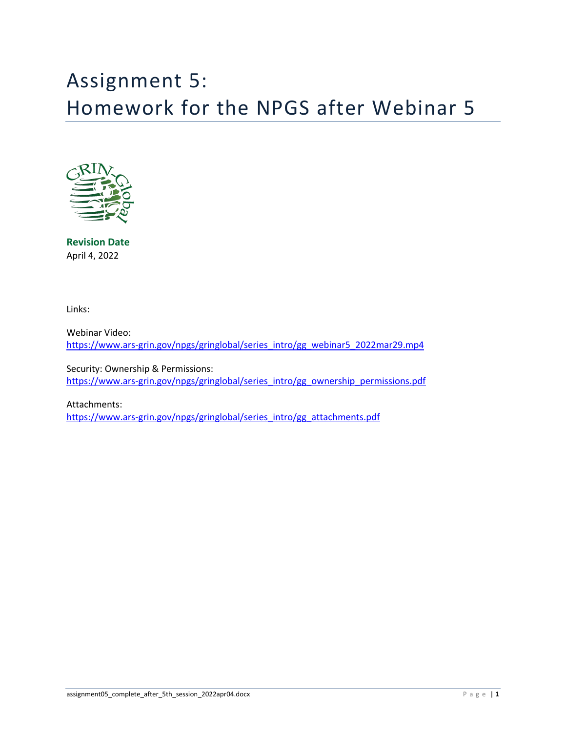# Assignment 5:
# Homework for the NPGS after Webinar 5

**Revision Date**
April 4, 2022

Links:

Webinar Video:
https://www.ars-grin.gov/npgs/gringlobal/series_intro/gg_webinar5_2022mar29.mp4

Security: Ownership & Permissions:
https://www.ars-grin.gov/npgs/gringlobal/series_intro/gg_ownership_permissions.pdf

Attachments:
https://www.ars-grin.gov/npgs/gringlobal/series_intro/gg_attachments.pdf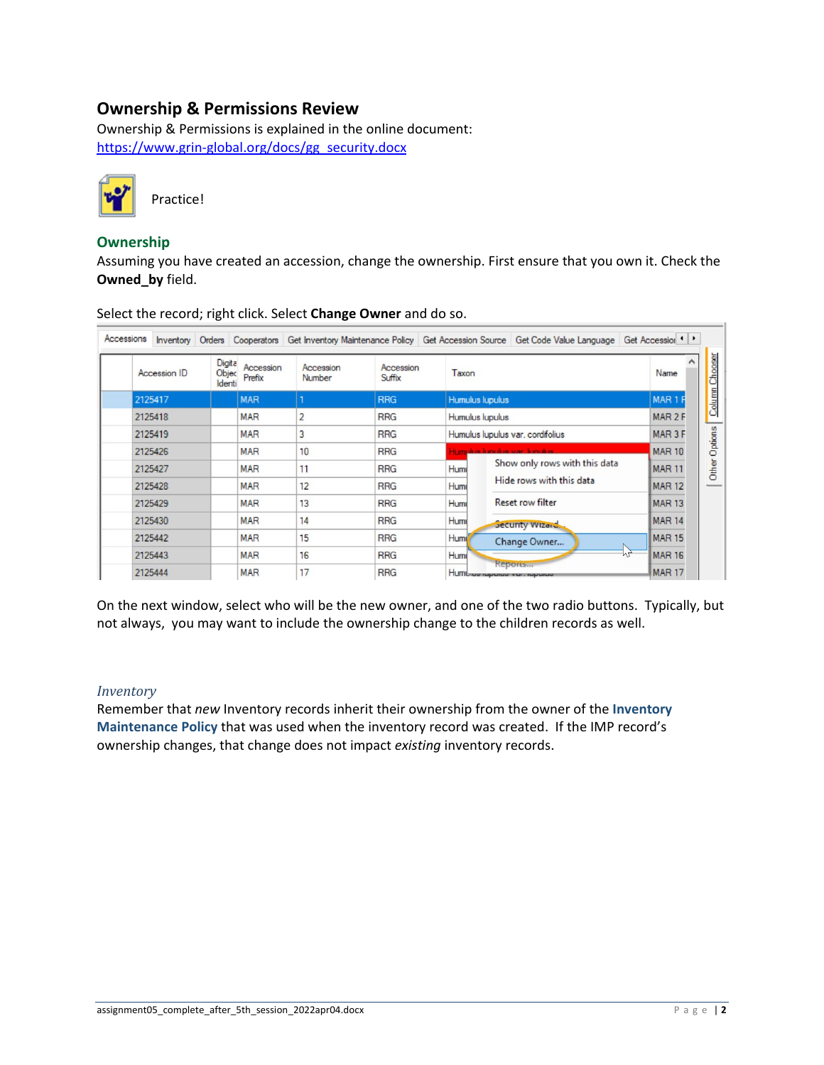## Ownership & Permissions Review

Ownership & Permissions is explained in the online document: https://www.grin-global.org/docs/gg_security.docx

Practice!

### Ownership

Assuming you have created an accession, change the ownership. First ensure that you own it. Check the **Owned_by** field.

Select the record; right click. Select **Change Owner** and do so.

On the next window, select who will be the new owner, and one of the two radio buttons. Typically, but not always, you may want to include the ownership change to the children records as well.

#### *Inventory*

Remember that *new* Inventory records inherit their ownership from the owner of the **Inventory Maintenance Policy** that was used when the inventory record was created. If the IMP record's ownership changes, that change does not impact *existing* inventory records.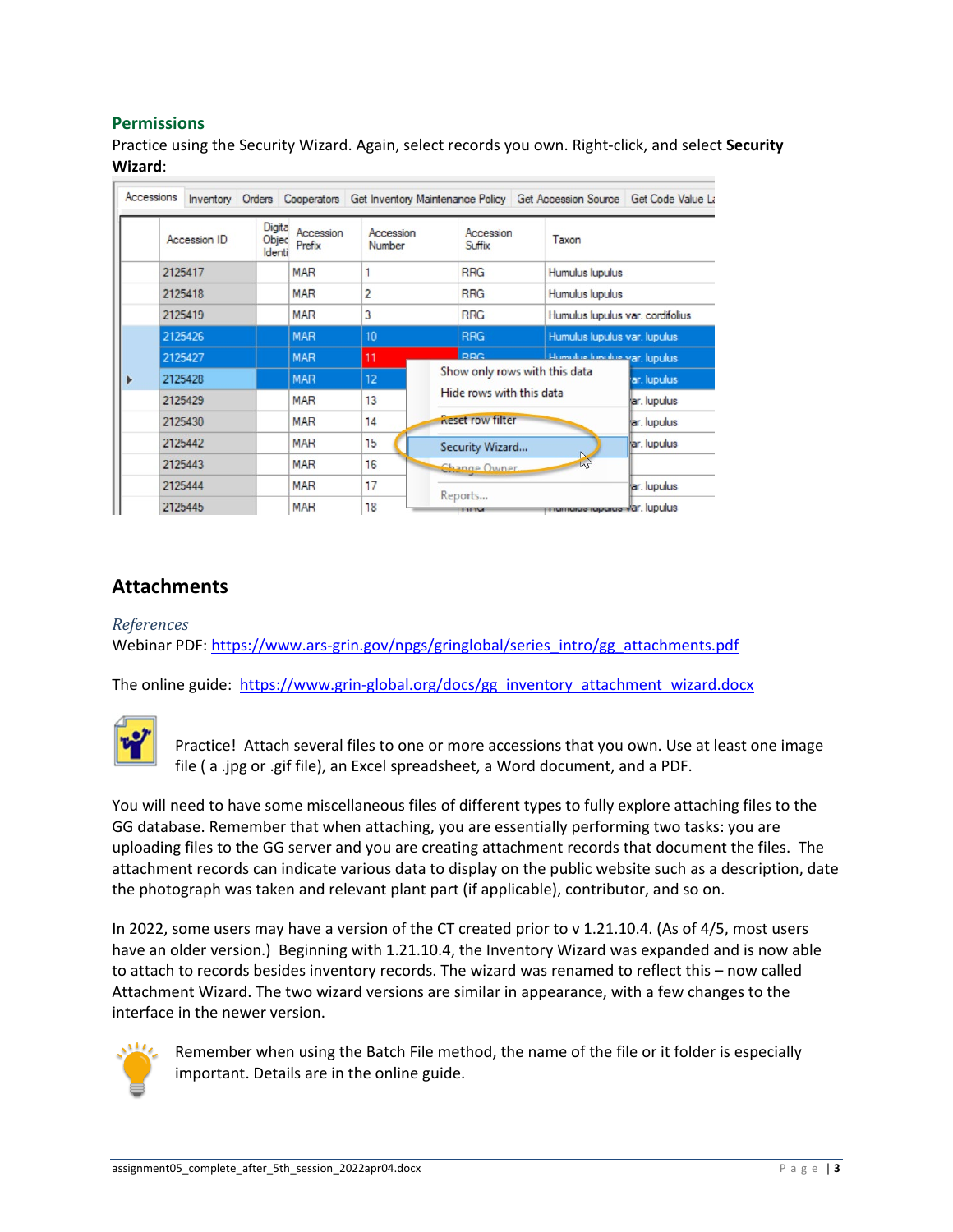## Permissions

Practice using the Security Wizard. Again, select records you own. Right-click, and select **Security Wizard**:

## Attachments

*References*

Webinar PDF: https://www.ars-grin.gov/npgs/gringlobal/series_intro/gg_attachments.pdf

The online guide: https://www.grin-global.org/docs/gg_inventory_attachment_wizard.docx

Practice! Attach several files to one or more accessions that you own. Use at least one image file ( a .jpg or .gif file), an Excel spreadsheet, a Word document, and a PDF.

You will need to have some miscellaneous files of different types to fully explore attaching files to the GG database. Remember that when attaching, you are essentially performing two tasks: you are uploading files to the GG server and you are creating attachment records that document the files. The attachment records can indicate various data to display on the public website such as a description, date the photograph was taken and relevant plant part (if applicable), contributor, and so on.

In 2022, some users may have a version of the CT created prior to v 1.21.10.4. (As of 4/5, most users have an older version.) Beginning with 1.21.10.4, the Inventory Wizard was expanded and is now able to attach to records besides inventory records. The wizard was renamed to reflect this – now called Attachment Wizard. The two wizard versions are similar in appearance, with a few changes to the interface in the newer version.

Remember when using the Batch File method, the name of the file or it folder is especially important. Details are in the online guide.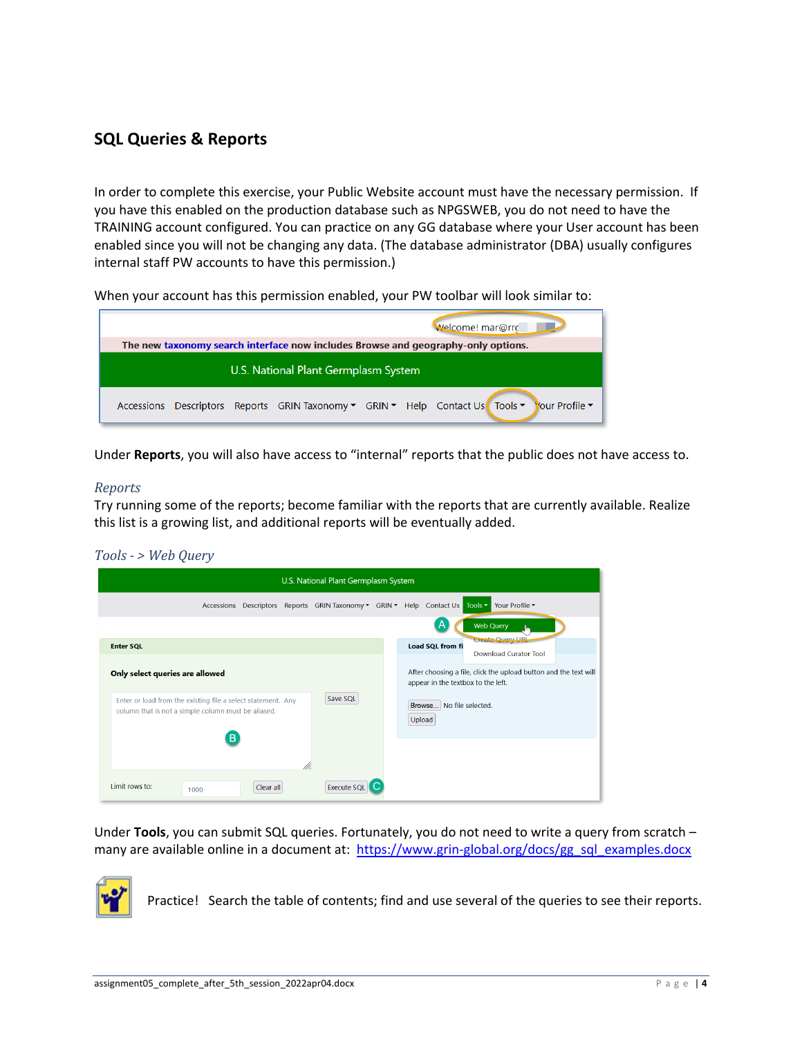## SQL Queries & Reports

In order to complete this exercise, your Public Website account must have the necessary permission. If you have this enabled on the production database such as NPGSWEB, you do not need to have the TRAINING account configured. You can practice on any GG database where your User account has been enabled since you will not be changing any data. (The database administrator (DBA) usually configures internal staff PW accounts to have this permission.)

When your account has this permission enabled, your PW toolbar will look similar to:

Under **Reports**, you will also have access to “internal” reports that the public does not have access to.

### *Reports*

Try running some of the reports; become familiar with the reports that are currently available. Realize this list is a growing list, and additional reports will be eventually added.

### *Tools - > Web Query*

Under **Tools**, you can submit SQL queries. Fortunately, you do not need to write a query from scratch – many are available online in a document at: https://www.grin-global.org/docs/gg_sql_examples.docx

Practice! Search the table of contents; find and use several of the queries to see their reports.